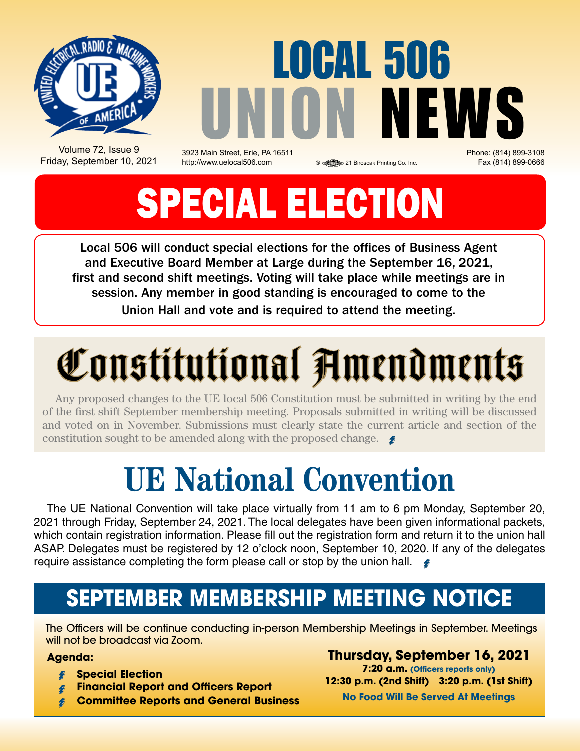# LOCAL 506 UNION NEWS

Volume 72, Issue 9
Friday, September 10, 2021

3923 Main Street, Erie, PA 16511
http://www.uelocal506.com

21 Biroscak Printing Co. Inc.

Phone: (814) 899-3108
Fax (814) 899-0666

# SPECIAL ELECTION

Local 506 will conduct special elections for the offices of Business Agent and Executive Board Member at Large during the September 16, 2021, first and second shift meetings. Voting will take place while meetings are in session. Any member in good standing is encouraged to come to the Union Hall and vote and is required to attend the meeting.

# Constitutional Amendments

Any proposed changes to the UE local 506 Constitution must be submitted in writing by the end of the first shift September membership meeting. Proposals submitted in writing will be discussed and voted on in November. Submissions must clearly state the current article and section of the constitution sought to be amended along with the proposed change.

# UE National Convention

The UE National Convention will take place virtually from 11 am to 6 pm Monday, September 20, 2021 through Friday, September 24, 2021. The local delegates have been given informational packets, which contain registration information. Please fill out the registration form and return it to the union hall ASAP. Delegates must be registered by 12 o'clock noon, September 10, 2020. If any of the delegates require assistance completing the form please call or stop by the union hall.

## SEPTEMBER MEMBERSHIP MEETING NOTICE

The Officers will be continue conducting in-person Membership Meetings in September. Meetings will not be broadcast via Zoom.

**Agenda:**

- **Special Election**
- **Financial Report and Officers Report**
- **Committee Reports and General Business**

**Thursday, September 16, 2021**

**7:20 a.m.** **(Officers reports only)**

**12:30 p.m. (2nd Shift) 3:20 p.m. (1st Shift)**

**No Food Will Be Served At Meetings**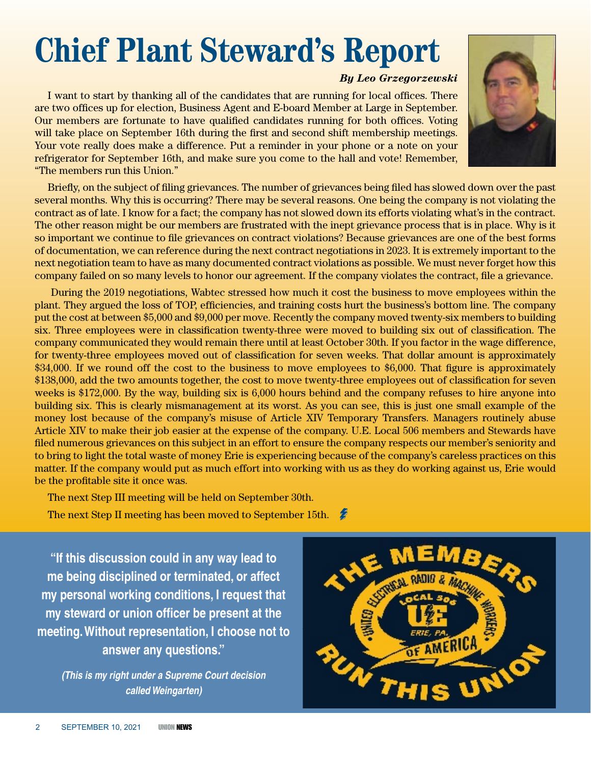# Chief Plant Steward's Report

***By Leo Grzegorzewski***

I want to start by thanking all of the candidates that are running for local offices. There are two offices up for election, Business Agent and E-board Member at Large in September. Our members are fortunate to have qualified candidates running for both offices. Voting will take place on September 16th during the first and second shift membership meetings. Your vote really does make a difference. Put a reminder in your phone or a note on your refrigerator for September 16th, and make sure you come to the hall and vote! Remember, "The members run this Union."

Briefly, on the subject of filing grievances. The number of grievances being filed has slowed down over the past several months. Why this is occurring? There may be several reasons. One being the company is not violating the contract as of late. I know for a fact; the company has not slowed down its efforts violating what's in the contract. The other reason might be our members are frustrated with the inept grievance process that is in place. Why is it so important we continue to file grievances on contract violations? Because grievances are one of the best forms of documentation, we can reference during the next contract negotiations in 2023. It is extremely important to the next negotiation team to have as many documented contract violations as possible. We must never forget how this company failed on so many levels to honor our agreement. If the company violates the contract, file a grievance.

During the 2019 negotiations, Wabtec stressed how much it cost the business to move employees within the plant. They argued the loss of TOP, efficiencies, and training costs hurt the business's bottom line. The company put the cost at between $5,000 and $9,000 per move. Recently the company moved twenty-six members to building six. Three employees were in classification twenty-three were moved to building six out of classification. The company communicated they would remain there until at least October 30th. If you factor in the wage difference, for twenty-three employees moved out of classification for seven weeks. That dollar amount is approximately $34,000. If we round off the cost to the business to move employees to $6,000. That figure is approximately $138,000, add the two amounts together, the cost to move twenty-three employees out of classification for seven weeks is $172,000. By the way, building six is 6,000 hours behind and the company refuses to hire anyone into building six. This is clearly mismanagement at its worst. As you can see, this is just one small example of the money lost because of the company's misuse of Article XIV Temporary Transfers. Managers routinely abuse Article XIV to make their job easier at the expense of the company. U.E. Local 506 members and Stewards have filed numerous grievances on this subject in an effort to ensure the company respects our member's seniority and to bring to light the total waste of money Erie is experiencing because of the company's careless practices on this matter. If the company would put as much effort into working with us as they do working against us, Erie would be the profitable site it once was.

The next Step III meeting will be held on September 30th.

The next Step II meeting has been moved to September 15th.

**"If this discussion could in any way lead to me being disciplined or terminated, or affect my personal working conditions, I request that my steward or union officer be present at the meeting. Without representation, I choose not to answer any questions."**

***(This is my right under a Supreme Court decision called Weingarten)***

THE MEMBERS RUN THIS UNION — United Electrical Radio & Machine Workers of America, Local 506, UE, Erie, PA.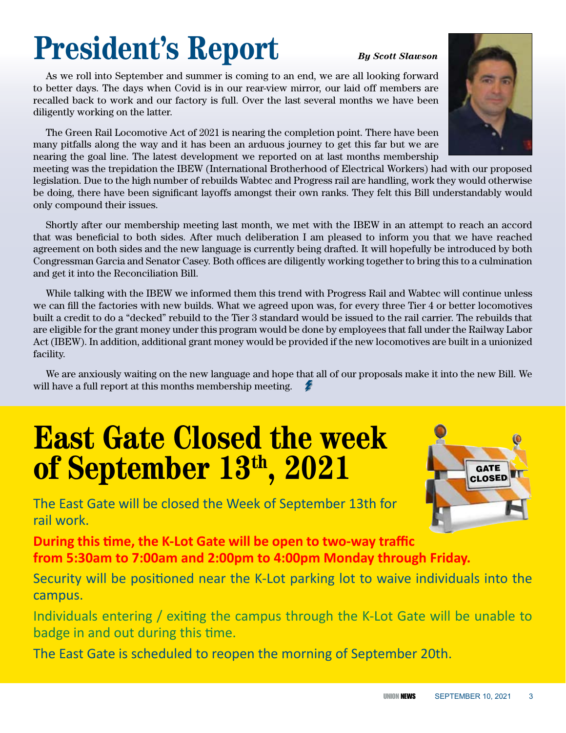# President's Report

*By Scott Slawson*

As we roll into September and summer is coming to an end, we are all looking forward to better days. The days when Covid is in our rear-view mirror, our laid off members are recalled back to work and our factory is full. Over the last several months we have been diligently working on the latter.

The Green Rail Locomotive Act of 2021 is nearing the completion point. There have been many pitfalls along the way and it has been an arduous journey to get this far but we are nearing the goal line. The latest development we reported on at last months membership meeting was the trepidation the IBEW (International Brotherhood of Electrical Workers) had with our proposed legislation. Due to the high number of rebuilds Wabtec and Progress rail are handling, work they would otherwise be doing, there have been significant layoffs amongst their own ranks. They felt this Bill understandably would only compound their issues.

Shortly after our membership meeting last month, we met with the IBEW in an attempt to reach an accord that was beneficial to both sides. After much deliberation I am pleased to inform you that we have reached agreement on both sides and the new language is currently being drafted. It will hopefully be introduced by both Congressman Garcia and Senator Casey. Both offices are diligently working together to bring this to a culmination and get it into the Reconciliation Bill.

While talking with the IBEW we informed them this trend with Progress Rail and Wabtec will continue unless we can fill the factories with new builds. What we agreed upon was, for every three Tier 4 or better locomotives built a credit to do a "decked" rebuild to the Tier 3 standard would be issued to the rail carrier. The rebuilds that are eligible for the grant money under this program would be done by employees that fall under the Railway Labor Act (IBEW). In addition, additional grant money would be provided if the new locomotives are built in a unionized facility.

We are anxiously waiting on the new language and hope that all of our proposals make it into the new Bill. We will have a full report at this months membership meeting.

# East Gate Closed the week of September 13th, 2021

The East Gate will be closed the Week of September 13th for rail work.

**During this time, the K-Lot Gate will be open to two-way traffic from 5:30am to 7:00am and 2:00pm to 4:00pm Monday through Friday.**

Security will be positioned near the K-Lot parking lot to waive individuals into the campus.

Individuals entering / exiting the campus through the K-Lot Gate will be unable to badge in and out during this time.

The East Gate is scheduled to reopen the morning of September 20th.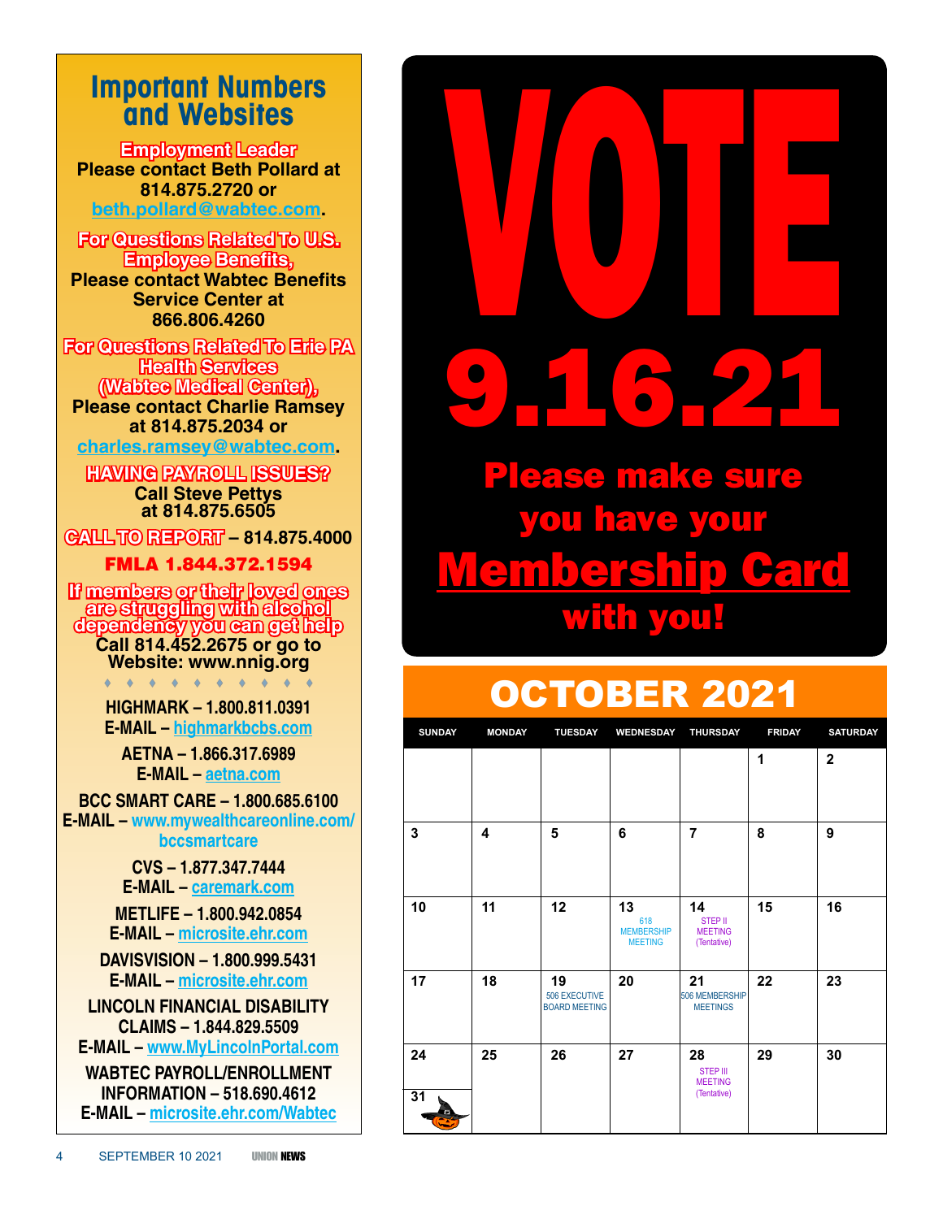## Important Numbers and Websites

**Employment Leader**
Please contact Beth Pollard at 814.875.2720 or beth.pollard@wabtec.com.

**For Questions Related To U.S. Employee Benefits,**
Please contact Wabtec Benefits Service Center at 866.806.4260

**For Questions Related To Erie PA Health Services (Wabtec Medical Center),**
Please contact Charlie Ramsey at 814.875.2034 or charles.ramsey@wabtec.com.

**HAVING PAYROLL ISSUES?**
Call Steve Pettys at 814.875.6505

**CALL TO REPORT** – 814.875.4000

**FMLA 1.844.372.1594**

**If members or their loved ones are struggling with alcohol dependency you can get help**
Call 814.452.2675 or go to Website: www.nnig.org

HIGHMARK – 1.800.811.0391
E-MAIL – highmarkbcbs.com

AETNA – 1.866.317.6989
E-MAIL – aetna.com

BCC SMART CARE – 1.800.685.6100
E-MAIL – www.mywealthcareonline.com/bccsmartcare

CVS – 1.877.347.7444
E-MAIL – caremark.com

METLIFE – 1.800.942.0854
E-MAIL – microsite.ehr.com

DAVISVISION – 1.800.999.5431
E-MAIL – microsite.ehr.com

LINCOLN FINANCIAL DISABILITY CLAIMS – 1.844.829.5509
E-MAIL – www.MyLincolnPortal.com

WABTEC PAYROLL/ENROLLMENT INFORMATION – 518.690.4612
E-MAIL – microsite.ehr.com/Wabtec

# VOTE 9.16.21

**Please make sure you have your Membership Card with you!**

## OCTOBER 2021

| SUNDAY | MONDAY | TUESDAY | WEDNESDAY | THURSDAY | FRIDAY | SATURDAY |
|---|---|---|---|---|---|---|
| | | | | | 1 | 2 |
| 3 | 4 | 5 | 6 | 7 | 8 | 9 |
| 10 | 11 | 12 | 13 618 MEMBERSHIP MEETING | 14 STEP II MEETING (Tentative) | 15 | 16 |
| 17 | 18 | 19 506 EXECUTIVE BOARD MEETING | 20 | 21 506 MEMBERSHIP MEETINGS | 22 | 23 |
| 24 / 31 | 25 | 26 | 27 | 28 STEP III MEETING (Tentative) | 29 | 30 |